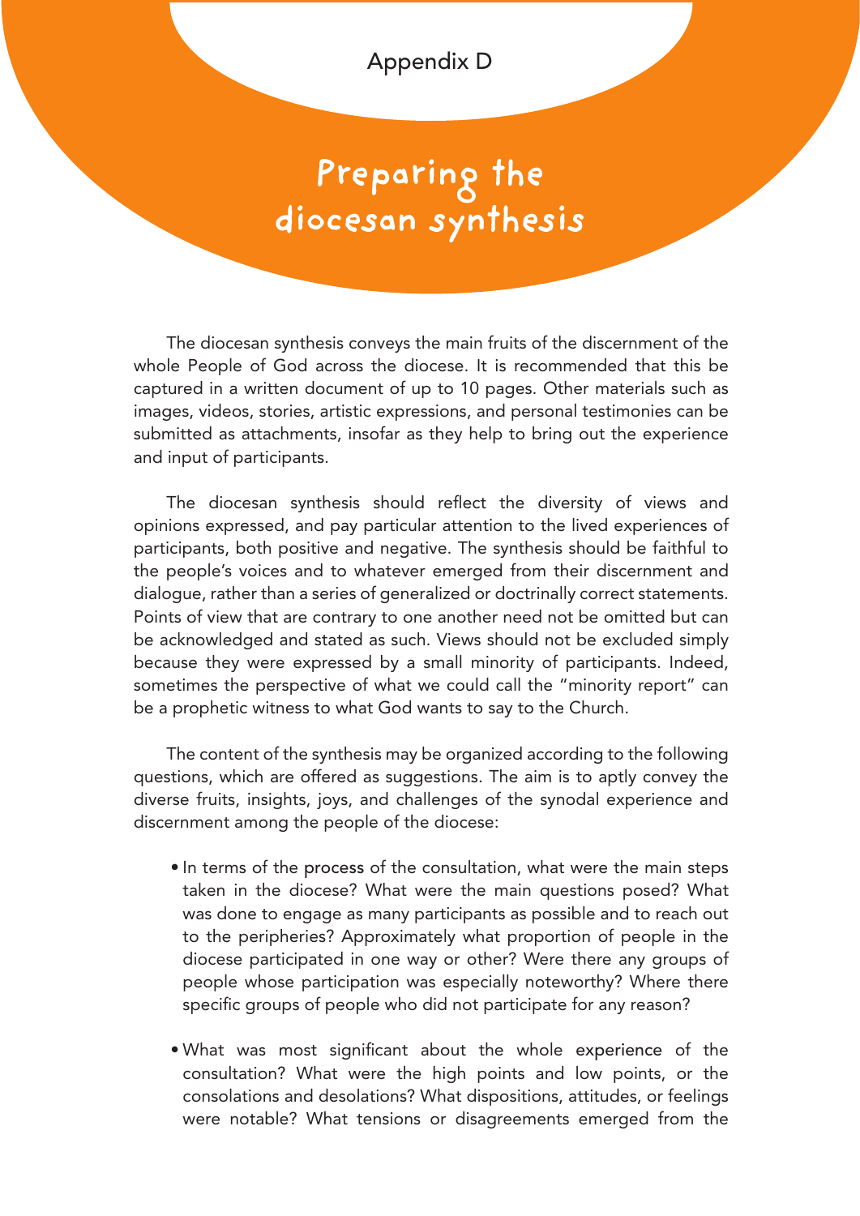Appendix D

# Preparing the diocesan synthesis

The diocesan synthesis conveys the main fruits of the discernment of the whole People of God across the diocese. It is recommended that this be captured in a written document of up to 10 pages. Other materials such as images, videos, stories, artistic expressions, and personal testimonies can be submitted as attachments, insofar as they help to bring out the experience and input of participants.

The diocesan synthesis should reflect the diversity of views and opinions expressed, and pay particular attention to the lived experiences of participants, both positive and negative. The synthesis should be faithful to the people's voices and to whatever emerged from their discernment and dialogue, rather than a series of generalized or doctrinally correct statements. Points of view that are contrary to one another need not be omitted but can be acknowledged and stated as such. Views should not be excluded simply because they were expressed by a small minority of participants. Indeed, sometimes the perspective of what we could call the "minority report" can be a prophetic witness to what God wants to say to the Church.

The content of the synthesis may be organized according to the following questions, which are offered as suggestions. The aim is to aptly convey the diverse fruits, insights, joys, and challenges of the synodal experience and discernment among the people of the diocese:

- In terms of the process of the consultation, what were the main steps taken in the diocese? What were the main questions posed? What was done to engage as many participants as possible and to reach out to the peripheries? Approximately what proportion of people in the diocese participated in one way or other? Were there any groups of people whose participation was especially noteworthy? Where there specific groups of people who did not participate for any reason?

- What was most significant about the whole experience of the consultation? What were the high points and low points, or the consolations and desolations? What dispositions, attitudes, or feelings were notable? What tensions or disagreements emerged from the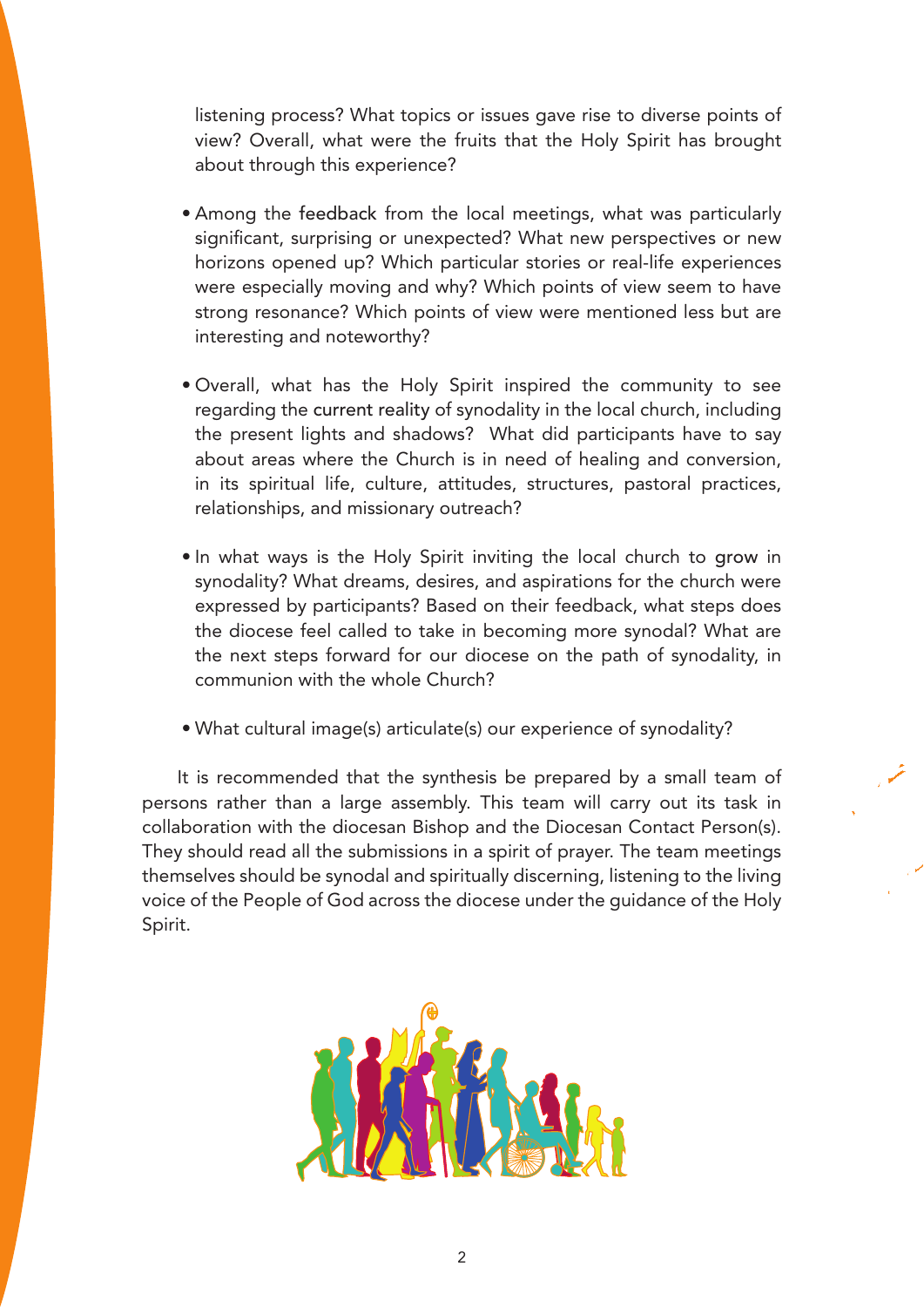listening process? What topics or issues gave rise to diverse points of view? Overall, what were the fruits that the Holy Spirit has brought about through this experience?

- Among the feedback from the local meetings, what was particularly significant, surprising or unexpected? What new perspectives or new horizons opened up? Which particular stories or real-life experiences were especially moving and why? Which points of view seem to have strong resonance? Which points of view were mentioned less but are interesting and noteworthy?

- Overall, what has the Holy Spirit inspired the community to see regarding the current reality of synodality in the local church, including the present lights and shadows? What did participants have to say about areas where the Church is in need of healing and conversion, in its spiritual life, culture, attitudes, structures, pastoral practices, relationships, and missionary outreach?

- In what ways is the Holy Spirit inviting the local church to grow in synodality? What dreams, desires, and aspirations for the church were expressed by participants? Based on their feedback, what steps does the diocese feel called to take in becoming more synodal? What are the next steps forward for our diocese on the path of synodality, in communion with the whole Church?

- What cultural image(s) articulate(s) our experience of synodality?

It is recommended that the synthesis be prepared by a small team of persons rather than a large assembly. This team will carry out its task in collaboration with the diocesan Bishop and the Diocesan Contact Person(s). They should read all the submissions in a spirit of prayer. The team meetings themselves should be synodal and spiritually discerning, listening to the living voice of the People of God across the diocese under the guidance of the Holy Spirit.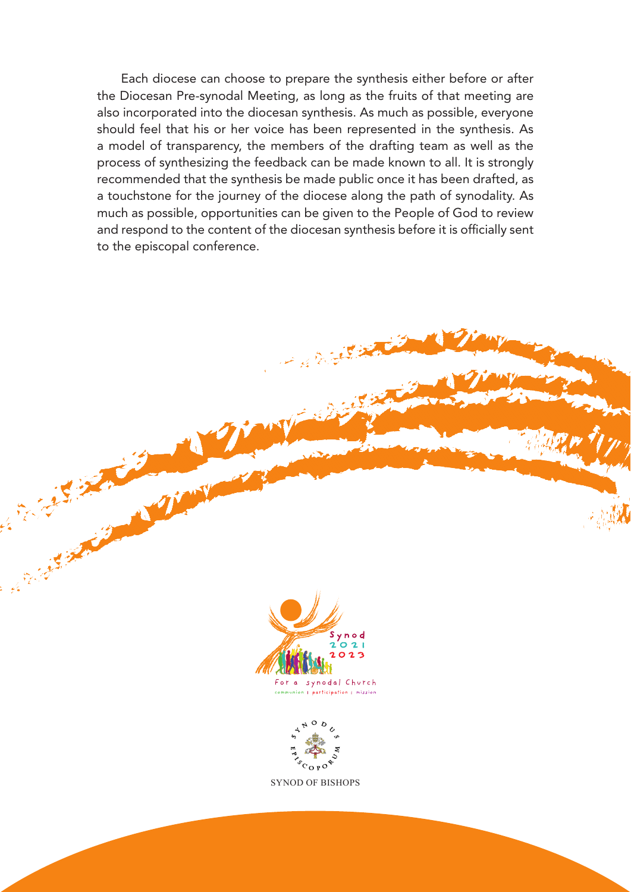Each diocese can choose to prepare the synthesis either before or after the Diocesan Pre-synodal Meeting, as long as the fruits of that meeting are also incorporated into the diocesan synthesis. As much as possible, everyone should feel that his or her voice has been represented in the synthesis. As a model of transparency, the members of the drafting team as well as the process of synthesizing the feedback can be made known to all. It is strongly recommended that the synthesis be made public once it has been drafted, as a touchstone for the journey of the diocese along the path of synodality. As much as possible, opportunities can be given to the People of God to review and respond to the content of the diocesan synthesis before it is officially sent to the episcopal conference.

Synod 2021 2023

For a synodal Church

communion | participation | mission

SYNODUS EPISCOPORUM

SYNOD OF BISHOPS